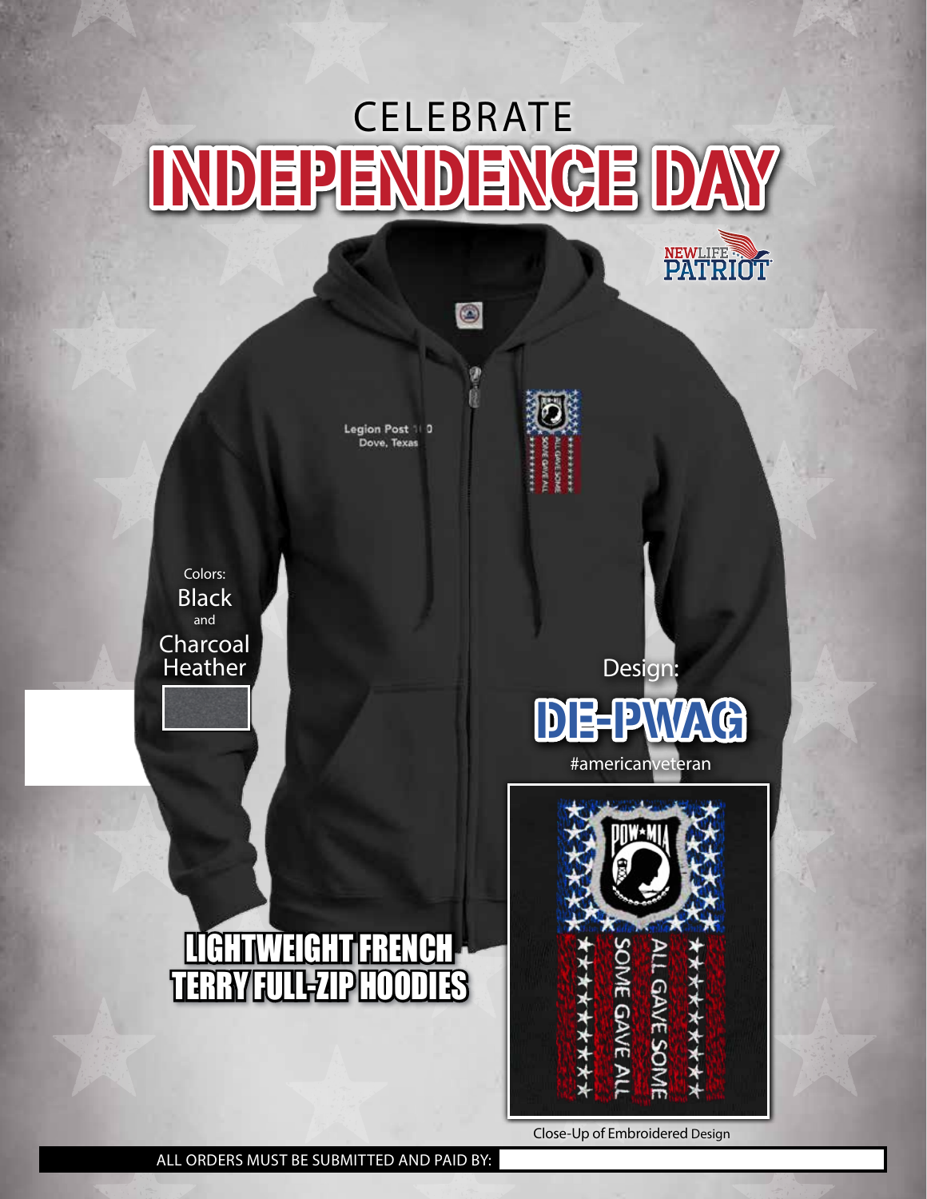CELEBRATE

# INDEPENDENCE DAY

NEWLIFE PATRIOT

Legion Post 1 0
Dove, Texas

Colors:
Black
and
Charcoal
Heather

Design:

## DE-PWAG

#americanveteran

## LIGHTWEIGHT FRENCH TERRY FULL-ZIP HOODIES

POW*MIA
ALL GAVE SOME
SOME GAVE ALL

Close-Up of Embroidered Design

ALL ORDERS MUST BE SUBMITTED AND PAID BY: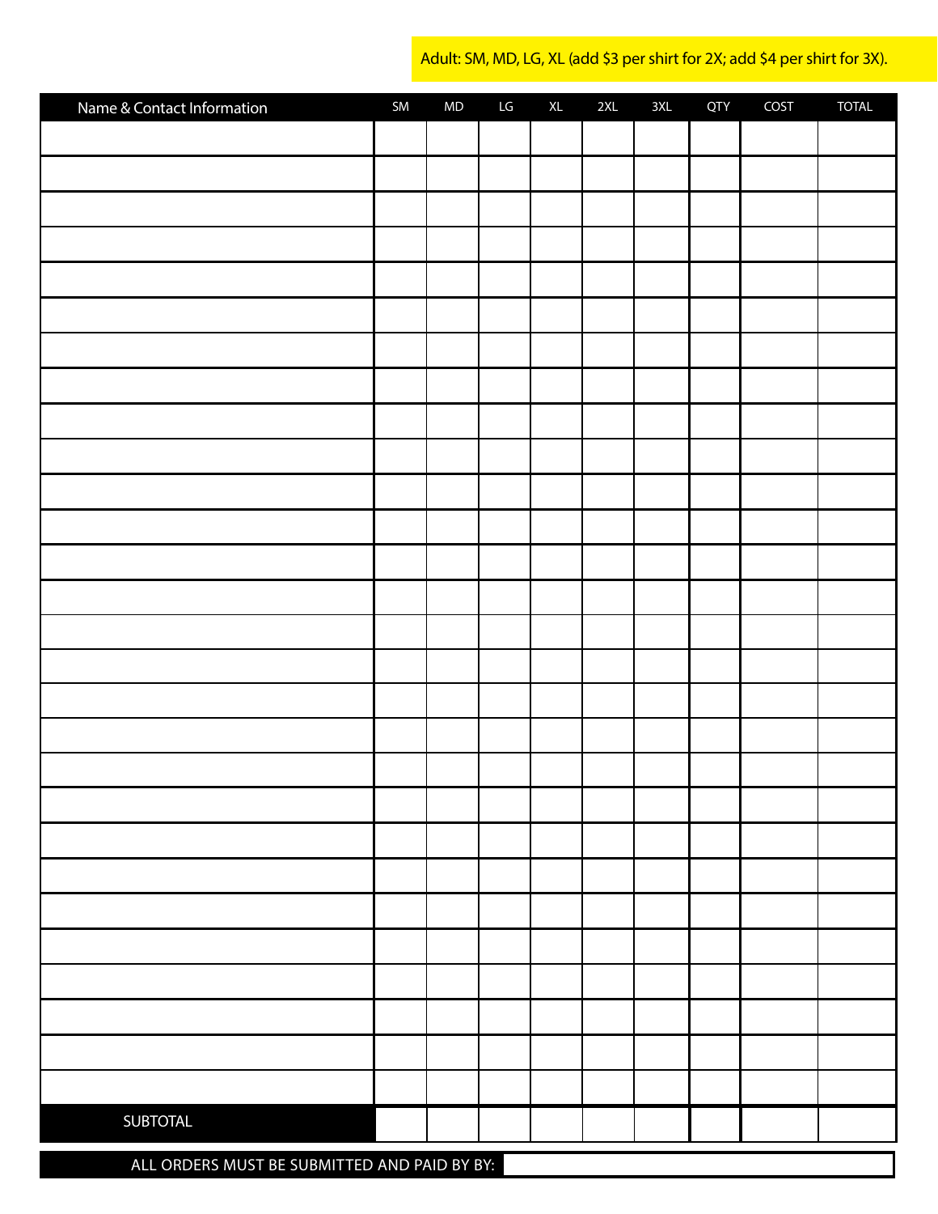Adult: SM, MD, LG, XL (add $3 per shirt for 2X; add $4 per shirt for 3X).

| Name & Contact Information | SM | MD | LG | XL | 2XL | 3XL | QTY | COST | TOTAL |
|---|---|---|---|---|---|---|---|---|---|
| | | | | | | | | | |
| | | | | | | | | | |
| | | | | | | | | | |
| | | | | | | | | | |
| | | | | | | | | | |
| | | | | | | | | | |
| | | | | | | | | | |
| | | | | | | | | | |
| | | | | | | | | | |
| | | | | | | | | | |
| | | | | | | | | | |
| | | | | | | | | | |
| | | | | | | | | | |
| | | | | | | | | | |
| | | | | | | | | | |
| | | | | | | | | | |
| | | | | | | | | | |
| | | | | | | | | | |
| | | | | | | | | | |
| | | | | | | | | | |
| | | | | | | | | | |
| | | | | | | | | | |
| | | | | | | | | | |
| | | | | | | | | | |
| | | | | | | | | | |
| | | | | | | | | | |
| | | | | | | | | | |
| | | | | | | | | | |
| | | | | | | | | | |
| SUBTOTAL | | | | | | | | | |

ALL ORDERS MUST BE SUBMITTED AND PAID BY BY: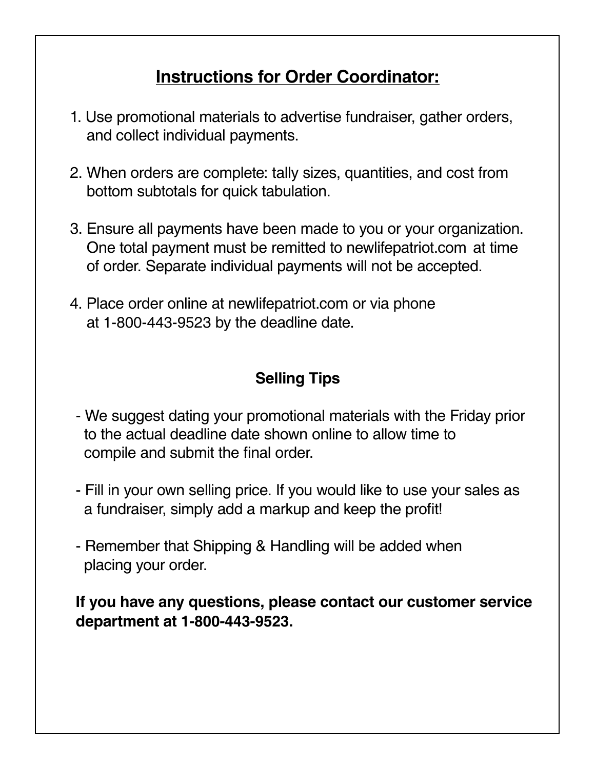## Instructions for Order Coordinator:

1. Use promotional materials to advertise fundraiser, gather orders, and collect individual payments.

2. When orders are complete: tally sizes, quantities, and cost from bottom subtotals for quick tabulation.

3. Ensure all payments have been made to you or your organization. One total payment must be remitted to newlifepatriot.com at time of order. Separate individual payments will not be accepted.

4. Place order online at newlifepatriot.com or via phone at 1-800-443-9523 by the deadline date.

### Selling Tips

- We suggest dating your promotional materials with the Friday prior to the actual deadline date shown online to allow time to compile and submit the final order.

- Fill in your own selling price. If you would like to use your sales as a fundraiser, simply add a markup and keep the profit!

- Remember that Shipping & Handling will be added when placing your order.

**If you have any questions, please contact our customer service department at 1-800-443-9523.**